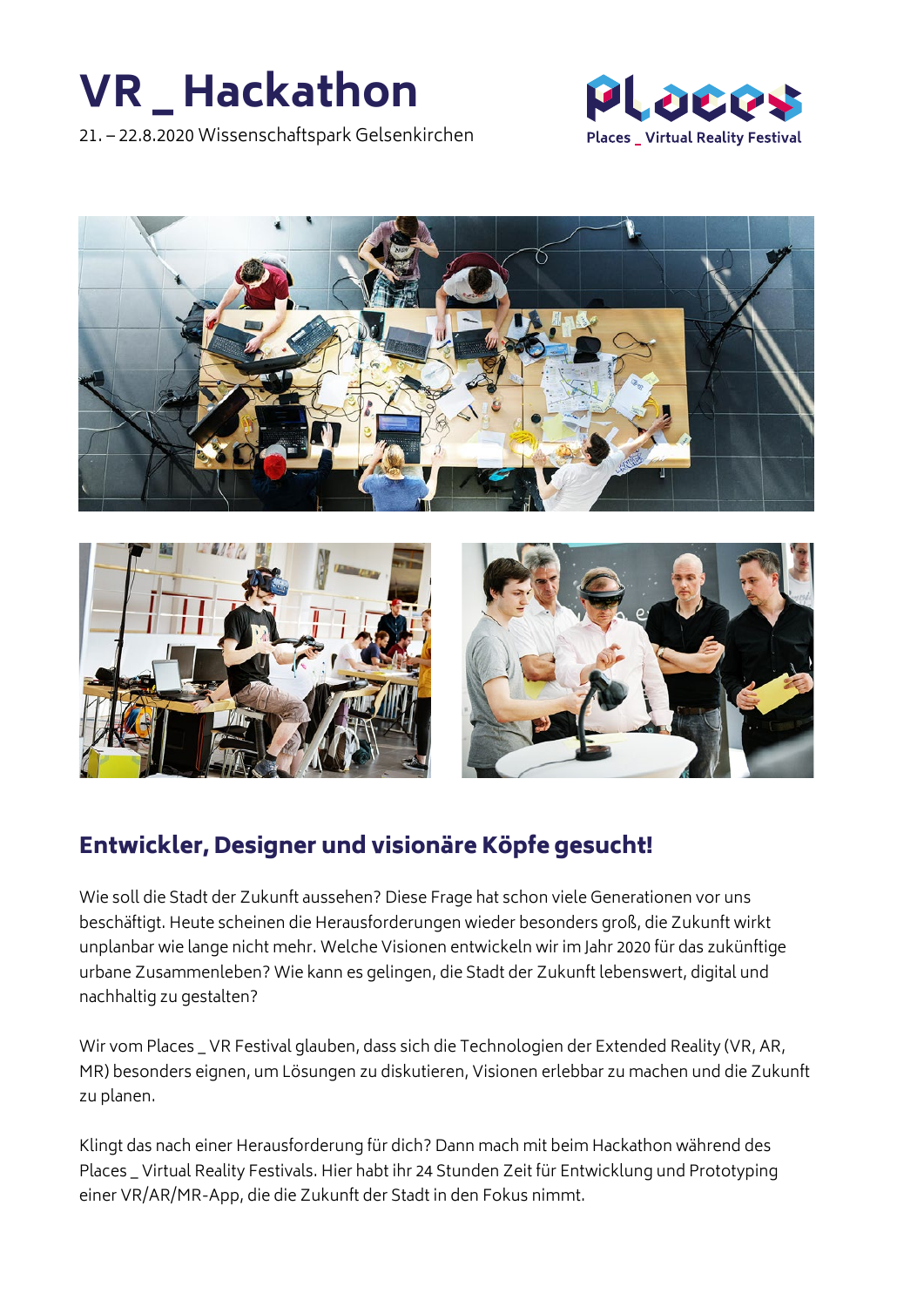# VR _ Hackathon

21. – 22.8.2020 Wissenschaftspark Gelsenkirchen

Places _ Virtual Reality Festival

## Entwickler, Designer und visionäre Köpfe gesucht!

Wie soll die Stadt der Zukunft aussehen? Diese Frage hat schon viele Generationen vor uns beschäftigt. Heute scheinen die Herausforderungen wieder besonders groß, die Zukunft wirkt unplanbar wie lange nicht mehr. Welche Visionen entwickeln wir im Jahr 2020 für das zukünftige urbane Zusammenleben? Wie kann es gelingen, die Stadt der Zukunft lebenswert, digital und nachhaltig zu gestalten?

Wir vom Places _ VR Festival glauben, dass sich die Technologien der Extended Reality (VR, AR, MR) besonders eignen, um Lösungen zu diskutieren, Visionen erlebbar zu machen und die Zukunft zu planen.

Klingt das nach einer Herausforderung für dich? Dann mach mit beim Hackathon während des Places _ Virtual Reality Festivals. Hier habt ihr 24 Stunden Zeit für Entwicklung und Prototyping einer VR/AR/MR-App, die die Zukunft der Stadt in den Fokus nimmt.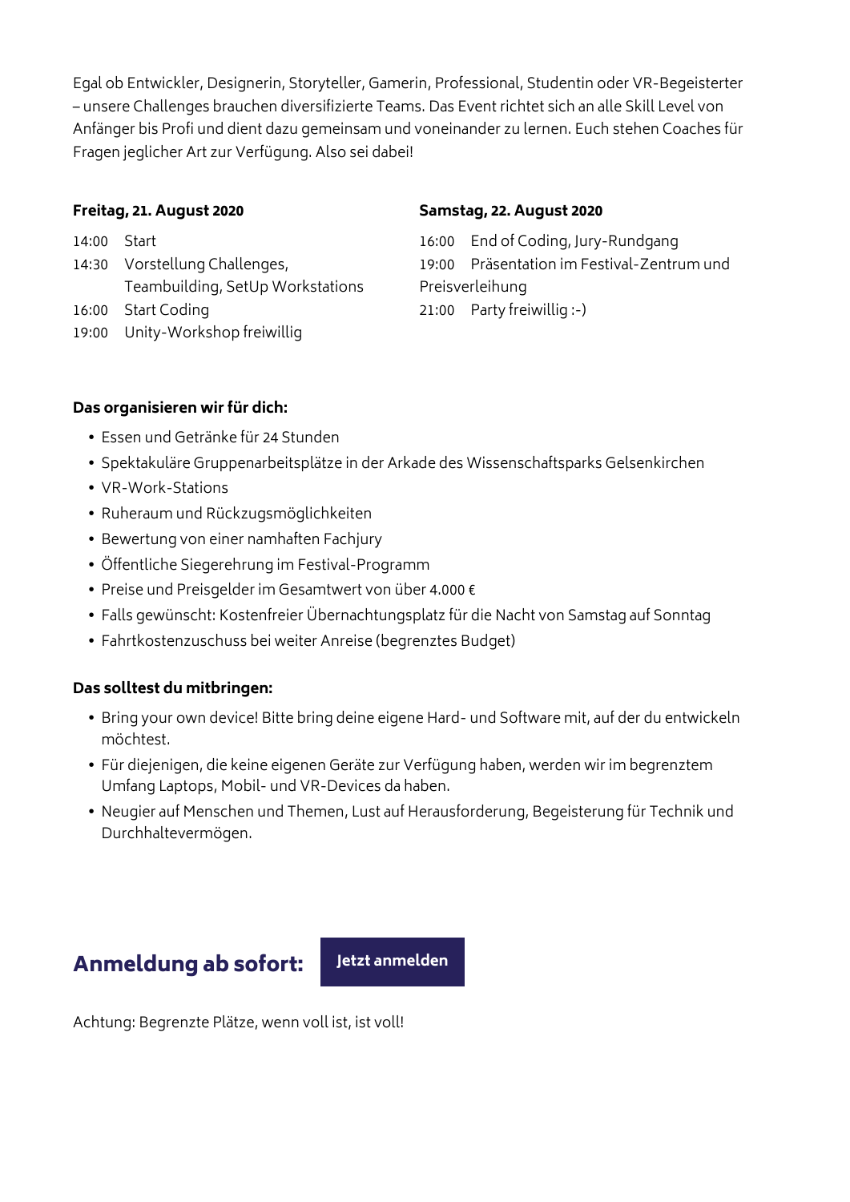Egal ob Entwickler, Designerin, Storyteller, Gamerin, Professional, Studentin oder VR-Begeisterter – unsere Challenges brauchen diversifizierte Teams. Das Event richtet sich an alle Skill Level von Anfänger bis Profi und dient dazu gemeinsam und voneinander zu lernen. Euch stehen Coaches für Fragen jeglicher Art zur Verfügung. Also sei dabei!

**Freitag, 21. August 2020**

14:00 Start
14:30 Vorstellung Challenges, Teambuilding, SetUp Workstations
16:00 Start Coding
19:00 Unity-Workshop freiwillig

**Samstag, 22. August 2020**

16:00 End of Coding, Jury-Rundgang
19:00 Präsentation im Festival-Zentrum und Preisverleihung
21:00 Party freiwillig :-)

**Das organisieren wir für dich:**

- Essen und Getränke für 24 Stunden
- Spektakuläre Gruppenarbeitsplätze in der Arkade des Wissenschaftsparks Gelsenkirchen
- VR-Work-Stations
- Ruheraum und Rückzugsmöglichkeiten
- Bewertung von einer namhaften Fachjury
- Öffentliche Siegerehrung im Festival-Programm
- Preise und Preisgelder im Gesamtwert von über 4.000 €
- Falls gewünscht: Kostenfreier Übernachtungsplatz für die Nacht von Samstag auf Sonntag
- Fahrtkostenzuschuss bei weiter Anreise (begrenztes Budget)

**Das solltest du mitbringen:**

- Bring your own device! Bitte bring deine eigene Hard- und Software mit, auf der du entwickeln möchtest.
- Für diejenigen, die keine eigenen Geräte zur Verfügung haben, werden wir im begrenztem Umfang Laptops, Mobil- und VR-Devices da haben.
- Neugier auf Menschen und Themen, Lust auf Herausforderung, Begeisterung für Technik und Durchhaltevermögen.

## Anmeldung ab sofort: **Jetzt anmelden**

Achtung: Begrenzte Plätze, wenn voll ist, ist voll!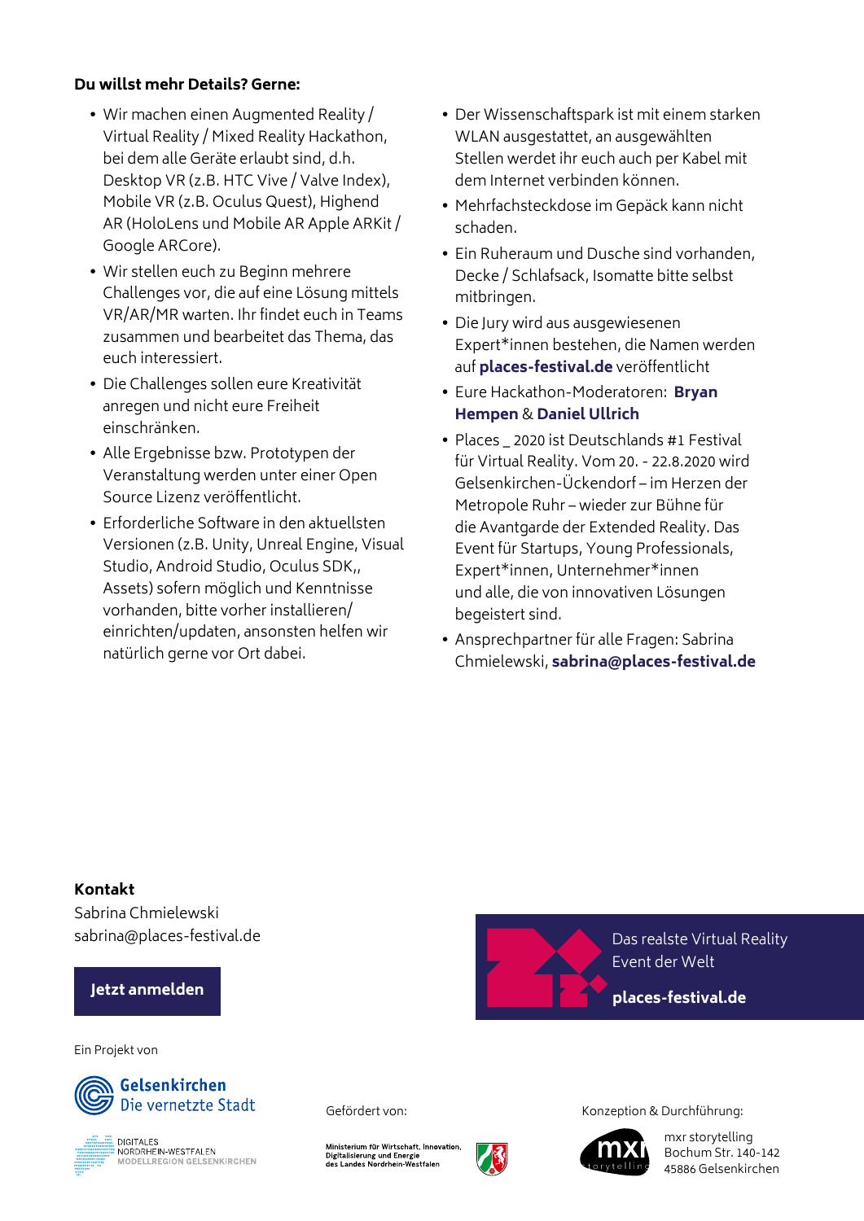**Du willst mehr Details? Gerne:**

- Wir machen einen Augmented Reality / Virtual Reality / Mixed Reality Hackathon, bei dem alle Geräte erlaubt sind, d.h. Desktop VR (z.B. HTC Vive / Valve Index), Mobile VR (z.B. Oculus Quest), Highend AR (HoloLens und Mobile AR Apple ARKit / Google ARCore).
- Wir stellen euch zu Beginn mehrere Challenges vor, die auf eine Lösung mittels VR/AR/MR warten. Ihr findet euch in Teams zusammen und bearbeitet das Thema, das euch interessiert.
- Die Challenges sollen eure Kreativität anregen und nicht eure Freiheit einschränken.
- Alle Ergebnisse bzw. Prototypen der Veranstaltung werden unter einer Open Source Lizenz veröffentlicht.
- Erforderliche Software in den aktuellsten Versionen (z.B. Unity, Unreal Engine, Visual Studio, Android Studio, Oculus SDK,, Assets) sofern möglich und Kenntnisse vorhanden, bitte vorher installieren/ einrichten/updaten, ansonsten helfen wir natürlich gerne vor Ort dabei.
- Der Wissenschaftspark ist mit einem starken WLAN ausgestattet, an ausgewählten Stellen werdet ihr euch auch per Kabel mit dem Internet verbinden können.
- Mehrfachsteckdose im Gepäck kann nicht schaden.
- Ein Ruheraum und Dusche sind vorhanden, Decke / Schlafsack, Isomatte bitte selbst mitbringen.
- Die Jury wird aus ausgewiesenen Expert*innen bestehen, die Namen werden auf **places-festival.de** veröffentlicht
- Eure Hackathon-Moderatoren: **Bryan Hempen** & **Daniel Ullrich**
- Places _ 2020 ist Deutschlands #1 Festival für Virtual Reality. Vom 20. - 22.8.2020 wird Gelsenkirchen-Ückendorf – im Herzen der Metropole Ruhr – wieder zur Bühne für die Avantgarde der Extended Reality. Das Event für Startups, Young Professionals, Expert*innen, Unternehmer*innen und alle, die von innovativen Lösungen begeistert sind.
- Ansprechpartner für alle Fragen: Sabrina Chmielewski, **sabrina@places-festival.de**

**Kontakt**

Sabrina Chmielewski
sabrina@places-festival.de

**Jetzt anmelden**

Das realste Virtual Reality Event der Welt

**places-festival.de**

Ein Projekt von

Gelsenkirchen Die vernetzte Stadt

DIGITALES NORDRHEIN-WESTFALEN MODELLREGION GELSENKIRCHEN

Gefördert von:

Ministerium für Wirtschaft, Innovation, Digitalisierung und Energie des Landes Nordrhein-Westfalen

Konzeption & Durchführung:

mxr storytelling
Bochum Str. 140-142
45886 Gelsenkirchen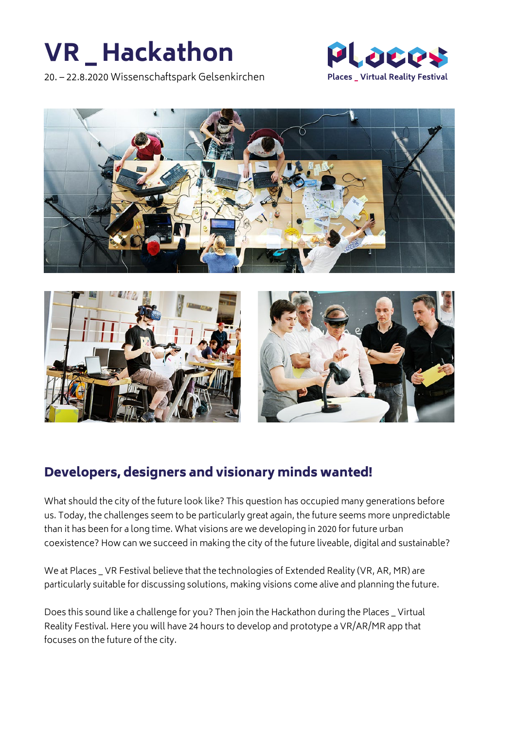# VR _ Hackathon

20. – 22.8.2020 Wissenschaftspark Gelsenkirchen

Places _ Virtual Reality Festival

## Developers, designers and visionary minds wanted!

What should the city of the future look like? This question has occupied many generations before us. Today, the challenges seem to be particularly great again, the future seems more unpredictable than it has been for a long time. What visions are we developing in 2020 for future urban coexistence? How can we succeed in making the city of the future liveable, digital and sustainable?

We at Places _ VR Festival believe that the technologies of Extended Reality (VR, AR, MR) are particularly suitable for discussing solutions, making visions come alive and planning the future.

Does this sound like a challenge for you? Then join the Hackathon during the Places _ Virtual Reality Festival. Here you will have 24 hours to develop and prototype a VR/AR/MR app that focuses on the future of the city.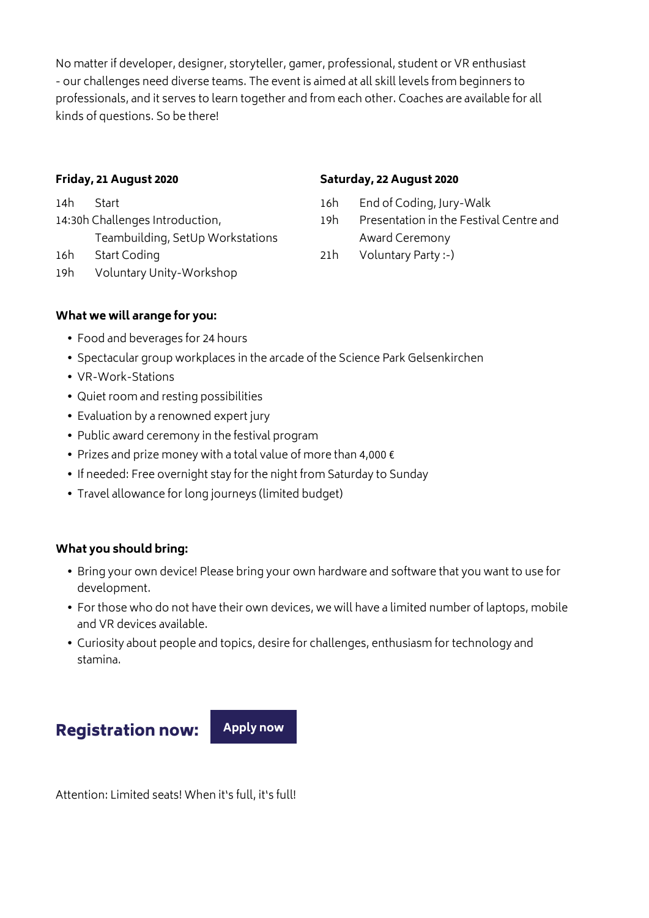No matter if developer, designer, storyteller, gamer, professional, student or VR enthusiast - our challenges need diverse teams. The event is aimed at all skill levels from beginners to professionals, and it serves to learn together and from each other. Coaches are available for all kinds of questions. So be there!

**Friday, 21 August 2020**

- 14h Start
- 14:30h Challenges Introduction, Teambuilding, SetUp Workstations
- 16h Start Coding
- 19h Voluntary Unity-Workshop

**Saturday, 22 August 2020**

- 16h End of Coding, Jury-Walk
- 19h Presentation in the Festival Centre and Award Ceremony
- 21h Voluntary Party :-)

**What we will arange for you:**

- Food and beverages for 24 hours
- Spectacular group workplaces in the arcade of the Science Park Gelsenkirchen
- VR-Work-Stations
- Quiet room and resting possibilities
- Evaluation by a renowned expert jury
- Public award ceremony in the festival program
- Prizes and prize money with a total value of more than 4,000 €
- If needed: Free overnight stay for the night from Saturday to Sunday
- Travel allowance for long journeys (limited budget)

**What you should bring:**

- Bring your own device! Please bring your own hardware and software that you want to use for development.
- For those who do not have their own devices, we will have a limited number of laptops, mobile and VR devices available.
- Curiosity about people and topics, desire for challenges, enthusiasm for technology and stamina.

## Registration now: Apply now

Attention: Limited seats! When it's full, it's full!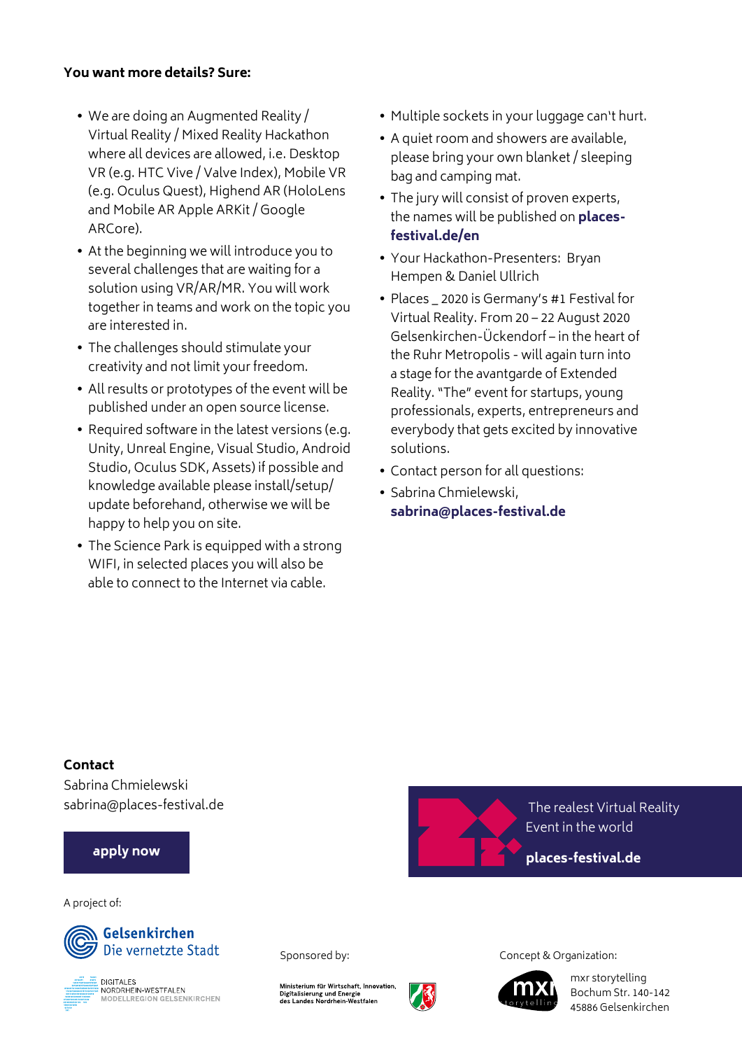**You want more details? Sure:**

- We are doing an Augmented Reality / Virtual Reality / Mixed Reality Hackathon where all devices are allowed, i.e. Desktop VR (e.g. HTC Vive / Valve Index), Mobile VR (e.g. Oculus Quest), Highend AR (HoloLens and Mobile AR Apple ARKit / Google ARCore).
- At the beginning we will introduce you to several challenges that are waiting for a solution using VR/AR/MR. You will work together in teams and work on the topic you are interested in.
- The challenges should stimulate your creativity and not limit your freedom.
- All results or prototypes of the event will be published under an open source license.
- Required software in the latest versions (e.g. Unity, Unreal Engine, Visual Studio, Android Studio, Oculus SDK, Assets) if possible and knowledge available please install/setup/ update beforehand, otherwise we will be happy to help you on site.
- The Science Park is equipped with a strong WIFI, in selected places you will also be able to connect to the Internet via cable.
- Multiple sockets in your luggage can't hurt.
- A quiet room and showers are available, please bring your own blanket / sleeping bag and camping mat.
- The jury will consist of proven experts, the names will be published on **places-festival.de/en**
- Your Hackathon-Presenters: Bryan Hempen & Daniel Ullrich
- Places _ 2020 is Germany's #1 Festival for Virtual Reality. From 20 – 22 August 2020 Gelsenkirchen-Ückendorf – in the heart of the Ruhr Metropolis - will again turn into a stage for the avantgarde of Extended Reality. "The" event for startups, young professionals, experts, entrepreneurs and everybody that gets excited by innovative solutions.
- Contact person for all questions:
- Sabrina Chmielewski, **sabrina@places-festival.de**

**Contact**

Sabrina Chmielewski
sabrina@places-festival.de

**apply now**

The realest Virtual Reality Event in the world

**places-festival.de**

A project of:

Gelsenkirchen Die vernetzte Stadt

DIGITALES NORDRHEIN-WESTFALEN MODELLREGION GELSENKIRCHEN

Sponsored by:

Ministerium für Wirtschaft, Innovation, Digitalisierung und Energie des Landes Nordrhein-Westfalen

Concept & Organization:

mxr storytelling
Bochum Str. 140-142
45886 Gelsenkirchen